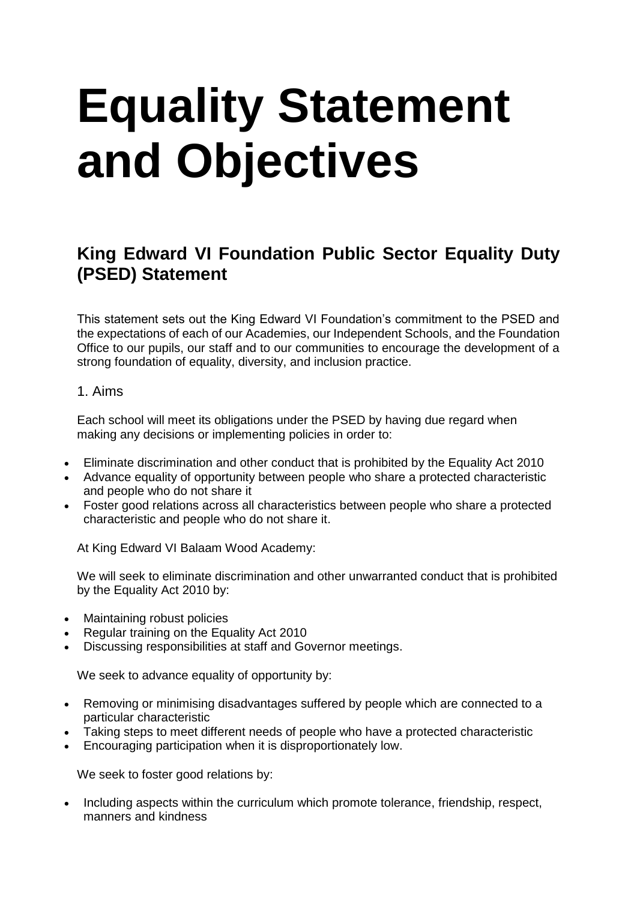# Equality Statement and Objectives

## King Edward VI Foundation Public Sector Equality Duty (PSED) Statement

This statement sets out the King Edward VI Foundation's commitment to the PSED and the expectations of each of our Academies, our Independent Schools, and the Foundation Office to our pupils, our staff and to our communities to encourage the development of a strong foundation of equality, diversity, and inclusion practice.

1. Aims

Each school will meet its obligations under the PSED by having due regard when making any decisions or implementing policies in order to:

- Eliminate discrimination and other conduct that is prohibited by the Equality Act 2010
- Advance equality of opportunity between people who share a protected characteristic and people who do not share it
- Foster good relations across all characteristics between people who share a protected characteristic and people who do not share it.

At King Edward VI Balaam Wood Academy:

We will seek to eliminate discrimination and other unwarranted conduct that is prohibited by the Equality Act 2010 by:

- Maintaining robust policies
- Regular training on the Equality Act 2010
- Discussing responsibilities at staff and Governor meetings.

We seek to advance equality of opportunity by:

- Removing or minimising disadvantages suffered by people which are connected to a particular characteristic
- Taking steps to meet different needs of people who have a protected characteristic
- Encouraging participation when it is disproportionately low.

We seek to foster good relations by:

- Including aspects within the curriculum which promote tolerance, friendship, respect, manners and kindness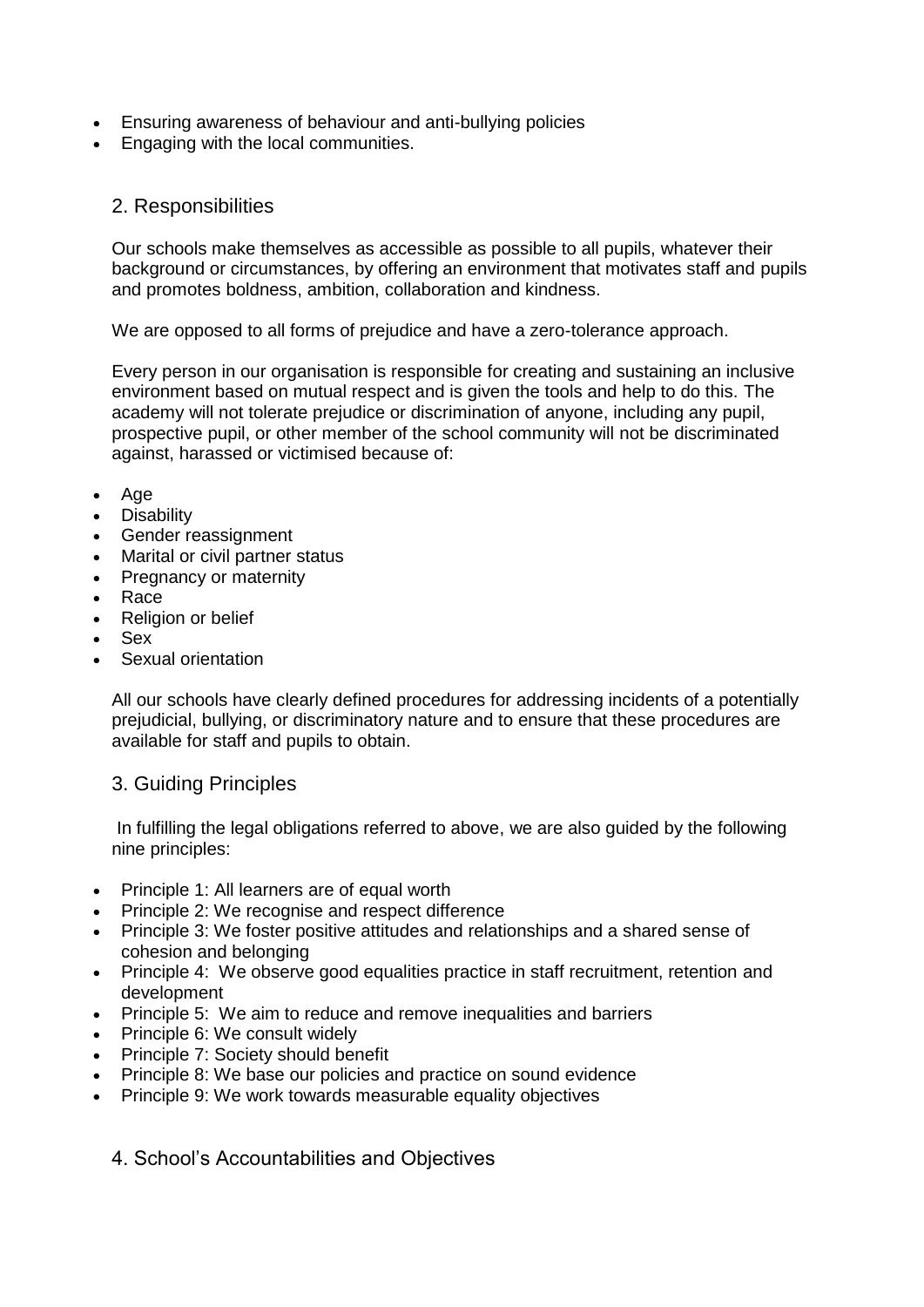- Ensuring awareness of behaviour and anti-bullying policies
- Engaging with the local communities.

## 2. Responsibilities

Our schools make themselves as accessible as possible to all pupils, whatever their background or circumstances, by offering an environment that motivates staff and pupils and promotes boldness, ambition, collaboration and kindness.

We are opposed to all forms of prejudice and have a zero-tolerance approach.

Every person in our organisation is responsible for creating and sustaining an inclusive environment based on mutual respect and is given the tools and help to do this. The academy will not tolerate prejudice or discrimination of anyone, including any pupil, prospective pupil, or other member of the school community will not be discriminated against, harassed or victimised because of:

- Age
- Disability
- Gender reassignment
- Marital or civil partner status
- Pregnancy or maternity
- Race
- Religion or belief
- Sex
- Sexual orientation

All our schools have clearly defined procedures for addressing incidents of a potentially prejudicial, bullying, or discriminatory nature and to ensure that these procedures are available for staff and pupils to obtain.

## 3. Guiding Principles

In fulfilling the legal obligations referred to above, we are also guided by the following nine principles:

- Principle 1: All learners are of equal worth
- Principle 2: We recognise and respect difference
- Principle 3: We foster positive attitudes and relationships and a shared sense of cohesion and belonging
- Principle 4: We observe good equalities practice in staff recruitment, retention and development
- Principle 5: We aim to reduce and remove inequalities and barriers
- Principle 6: We consult widely
- Principle 7: Society should benefit
- Principle 8: We base our policies and practice on sound evidence
- Principle 9: We work towards measurable equality objectives

## 4. School's Accountabilities and Objectives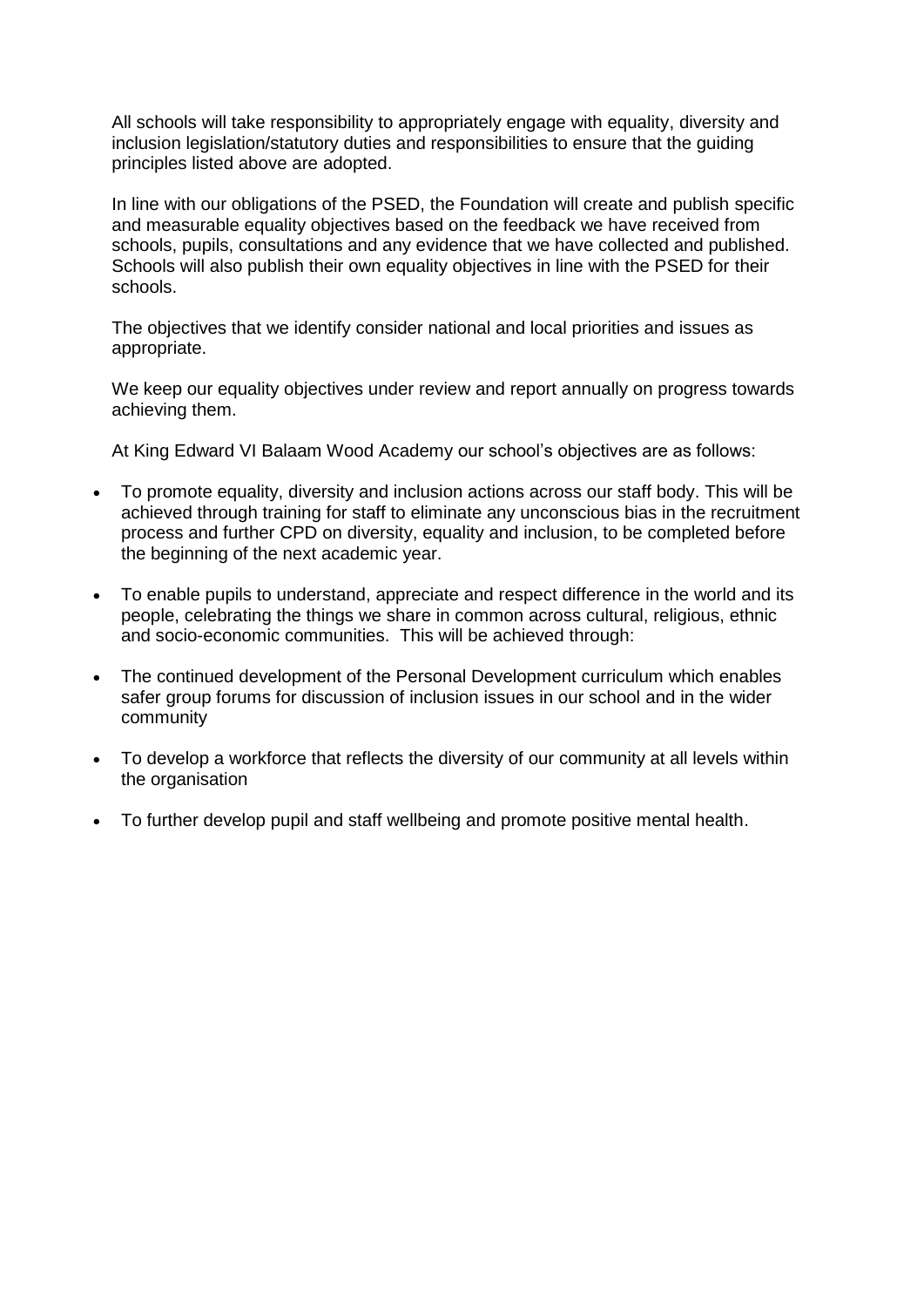All schools will take responsibility to appropriately engage with equality, diversity and inclusion legislation/statutory duties and responsibilities to ensure that the guiding principles listed above are adopted.

In line with our obligations of the PSED, the Foundation will create and publish specific and measurable equality objectives based on the feedback we have received from schools, pupils, consultations and any evidence that we have collected and published. Schools will also publish their own equality objectives in line with the PSED for their schools.

The objectives that we identify consider national and local priorities and issues as appropriate.

We keep our equality objectives under review and report annually on progress towards achieving them.

At King Edward VI Balaam Wood Academy our school's objectives are as follows:

- To promote equality, diversity and inclusion actions across our staff body. This will be achieved through training for staff to eliminate any unconscious bias in the recruitment process and further CPD on diversity, equality and inclusion, to be completed before the beginning of the next academic year.
- To enable pupils to understand, appreciate and respect difference in the world and its people, celebrating the things we share in common across cultural, religious, ethnic and socio-economic communities. This will be achieved through:
- The continued development of the Personal Development curriculum which enables safer group forums for discussion of inclusion issues in our school and in the wider community
- To develop a workforce that reflects the diversity of our community at all levels within the organisation
- To further develop pupil and staff wellbeing and promote positive mental health.